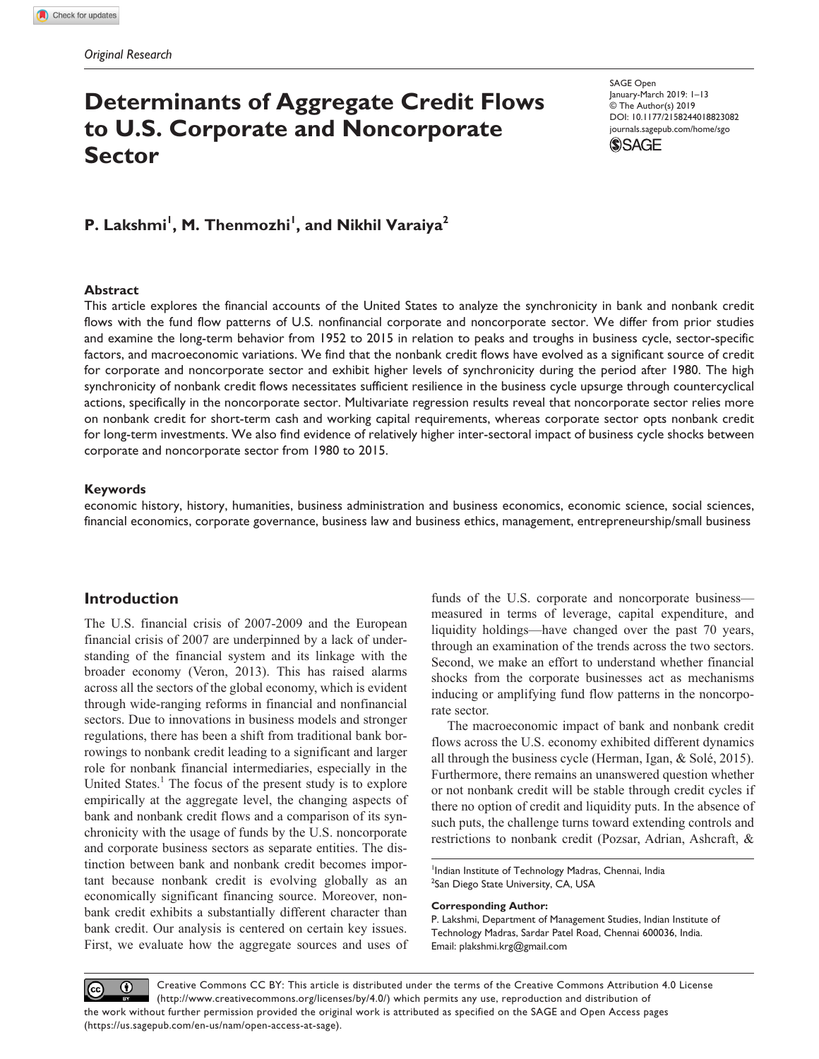*Original Research*

# Determinants of Aggregate Credit Flows to U.S. Corporate and Noncorporate Sector

SAGE Open
January-March 2019: 1–13
© The Author(s) 2019
DOI: 10.1177/2158244018823082
journals.sagepub.com/home/sgo

**P. Lakshmi[1], M. Thenmozhi[1], and Nikhil Varaiya[2]**

### Abstract

This article explores the financial accounts of the United States to analyze the synchronicity in bank and nonbank credit flows with the fund flow patterns of U.S. nonfinancial corporate and noncorporate sector. We differ from prior studies and examine the long-term behavior from 1952 to 2015 in relation to peaks and troughs in business cycle, sector-specific factors, and macroeconomic variations. We find that the nonbank credit flows have evolved as a significant source of credit for corporate and noncorporate sector and exhibit higher levels of synchronicity during the period after 1980. The high synchronicity of nonbank credit flows necessitates sufficient resilience in the business cycle upsurge through countercyclical actions, specifically in the noncorporate sector. Multivariate regression results reveal that noncorporate sector relies more on nonbank credit for short-term cash and working capital requirements, whereas corporate sector opts nonbank credit for long-term investments. We also find evidence of relatively higher inter-sectoral impact of business cycle shocks between corporate and noncorporate sector from 1980 to 2015.

### Keywords

economic history, history, humanities, business administration and business economics, economic science, social sciences, financial economics, corporate governance, business law and business ethics, management, entrepreneurship/small business

## Introduction

The U.S. financial crisis of 2007-2009 and the European financial crisis of 2007 are underpinned by a lack of understanding of the financial system and its linkage with the broader economy (Veron, 2013). This has raised alarms across all the sectors of the global economy, which is evident through wide-ranging reforms in financial and nonfinancial sectors. Due to innovations in business models and stronger regulations, there has been a shift from traditional bank borrowings to nonbank credit leading to a significant and larger role for nonbank financial intermediaries, especially in the United States.[1] The focus of the present study is to explore empirically at the aggregate level, the changing aspects of bank and nonbank credit flows and a comparison of its synchronicity with the usage of funds by the U.S. noncorporate and corporate business sectors as separate entities. The distinction between bank and nonbank credit becomes important because nonbank credit is evolving globally as an economically significant financing source. Moreover, nonbank credit exhibits a substantially different character than bank credit. Our analysis is centered on certain key issues. First, we evaluate how the aggregate sources and uses of funds of the U.S. corporate and noncorporate business—measured in terms of leverage, capital expenditure, and liquidity holdings—have changed over the past 70 years, through an examination of the trends across the two sectors. Second, we make an effort to understand whether financial shocks from the corporate businesses act as mechanisms inducing or amplifying fund flow patterns in the noncorporate sector.

The macroeconomic impact of bank and nonbank credit flows across the U.S. economy exhibited different dynamics all through the business cycle (Herman, Igan, & Solé, 2015). Furthermore, there remains an unanswered question whether or not nonbank credit will be stable through credit cycles if there no option of credit and liquidity puts. In the absence of such puts, the challenge turns toward extending controls and restrictions to nonbank credit (Pozsar, Adrian, Ashcraft, &

[1]Indian Institute of Technology Madras, Chennai, India
[2]San Diego State University, CA, USA

**Corresponding Author:**
P. Lakshmi, Department of Management Studies, Indian Institute of Technology Madras, Sardar Patel Road, Chennai 600036, India.
Email: plakshmi.krg@gmail.com

Creative Commons CC BY: This article is distributed under the terms of the Creative Commons Attribution 4.0 License (http://www.creativecommons.org/licenses/by/4.0/) which permits any use, reproduction and distribution of the work without further permission provided the original work is attributed as specified on the SAGE and Open Access pages (https://us.sagepub.com/en-us/nam/open-access-at-sage).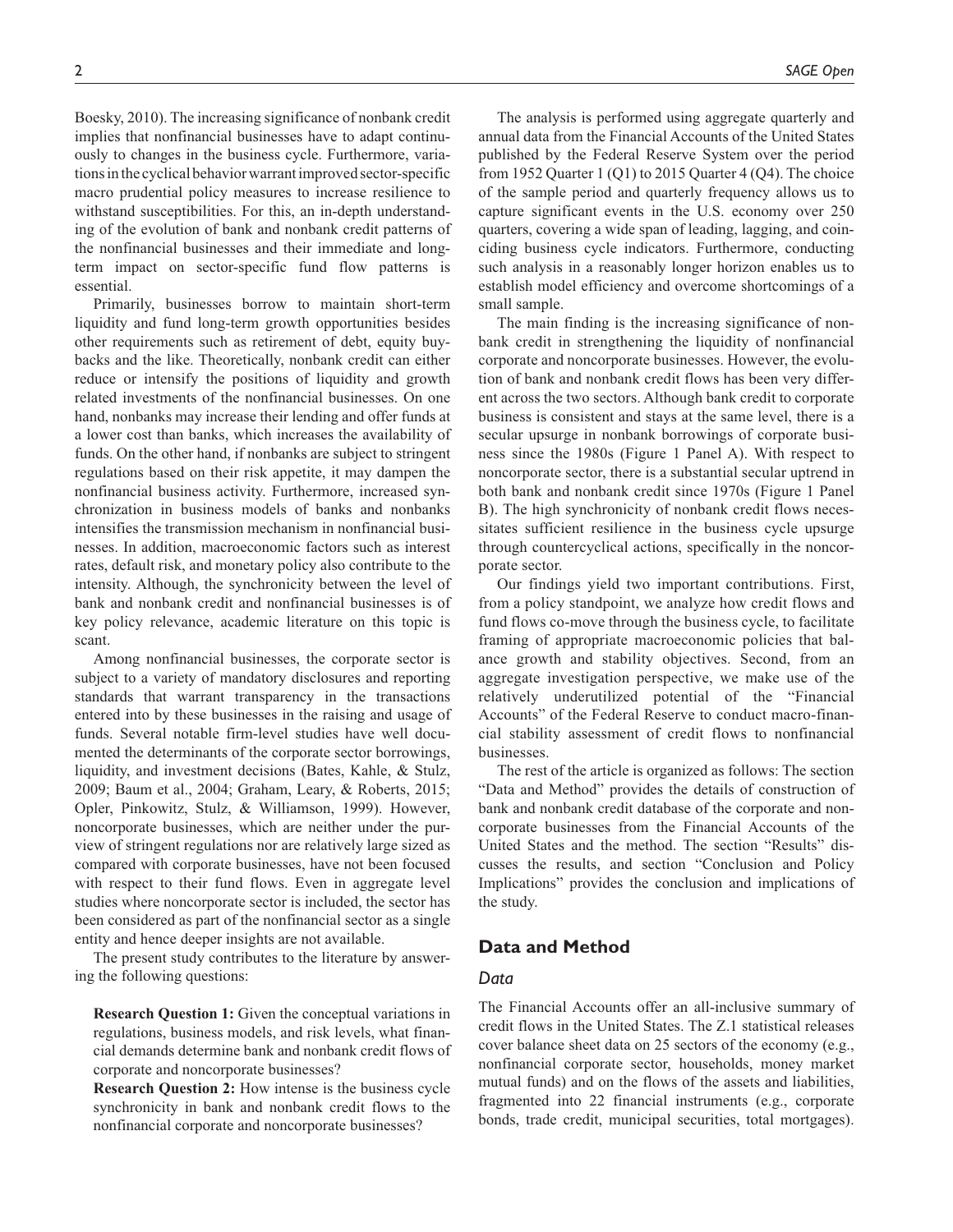Boesky, 2010). The increasing significance of nonbank credit implies that nonfinancial businesses have to adapt continuously to changes in the business cycle. Furthermore, variations in the cyclical behavior warrant improved sector-specific macro prudential policy measures to increase resilience to withstand susceptibilities. For this, an in-depth understanding of the evolution of bank and nonbank credit patterns of the nonfinancial businesses and their immediate and long-term impact on sector-specific fund flow patterns is essential.

Primarily, businesses borrow to maintain short-term liquidity and fund long-term growth opportunities besides other requirements such as retirement of debt, equity buybacks and the like. Theoretically, nonbank credit can either reduce or intensify the positions of liquidity and growth related investments of the nonfinancial businesses. On one hand, nonbanks may increase their lending and offer funds at a lower cost than banks, which increases the availability of funds. On the other hand, if nonbanks are subject to stringent regulations based on their risk appetite, it may dampen the nonfinancial business activity. Furthermore, increased synchronization in business models of banks and nonbanks intensifies the transmission mechanism in nonfinancial businesses. In addition, macroeconomic factors such as interest rates, default risk, and monetary policy also contribute to the intensity. Although, the synchronicity between the level of bank and nonbank credit and nonfinancial businesses is of key policy relevance, academic literature on this topic is scant.

Among nonfinancial businesses, the corporate sector is subject to a variety of mandatory disclosures and reporting standards that warrant transparency in the transactions entered into by these businesses in the raising and usage of funds. Several notable firm-level studies have well documented the determinants of the corporate sector borrowings, liquidity, and investment decisions (Bates, Kahle, & Stulz, 2009; Baum et al., 2004; Graham, Leary, & Roberts, 2015; Opler, Pinkowitz, Stulz, & Williamson, 1999). However, noncorporate businesses, which are neither under the purview of stringent regulations nor are relatively large sized as compared with corporate businesses, have not been focused with respect to their fund flows. Even in aggregate level studies where noncorporate sector is included, the sector has been considered as part of the nonfinancial sector as a single entity and hence deeper insights are not available.

The present study contributes to the literature by answering the following questions:

> **Research Question 1:** Given the conceptual variations in regulations, business models, and risk levels, what financial demands determine bank and nonbank credit flows of corporate and noncorporate businesses?
>
> **Research Question 2:** How intense is the business cycle synchronicity in bank and nonbank credit flows to the nonfinancial corporate and noncorporate businesses?

The analysis is performed using aggregate quarterly and annual data from the Financial Accounts of the United States published by the Federal Reserve System over the period from 1952 Quarter 1 (Q1) to 2015 Quarter 4 (Q4). The choice of the sample period and quarterly frequency allows us to capture significant events in the U.S. economy over 250 quarters, covering a wide span of leading, lagging, and coinciding business cycle indicators. Furthermore, conducting such analysis in a reasonably longer horizon enables us to establish model efficiency and overcome shortcomings of a small sample.

The main finding is the increasing significance of nonbank credit in strengthening the liquidity of nonfinancial corporate and noncorporate businesses. However, the evolution of bank and nonbank credit flows has been very different across the two sectors. Although bank credit to corporate business is consistent and stays at the same level, there is a secular upsurge in nonbank borrowings of corporate business since the 1980s (Figure 1 Panel A). With respect to noncorporate sector, there is a substantial secular uptrend in both bank and nonbank credit since 1970s (Figure 1 Panel B). The high synchronicity of nonbank credit flows necessitates sufficient resilience in the business cycle upsurge through countercyclical actions, specifically in the noncorporate sector.

Our findings yield two important contributions. First, from a policy standpoint, we analyze how credit flows and fund flows co-move through the business cycle, to facilitate framing of appropriate macroeconomic policies that balance growth and stability objectives. Second, from an aggregate investigation perspective, we make use of the relatively underutilized potential of the "Financial Accounts" of the Federal Reserve to conduct macro-financial stability assessment of credit flows to nonfinancial businesses.

The rest of the article is organized as follows: The section "Data and Method" provides the details of construction of bank and nonbank credit database of the corporate and noncorporate businesses from the Financial Accounts of the United States and the method. The section "Results" discusses the results, and section "Conclusion and Policy Implications" provides the conclusion and implications of the study.

## Data and Method

### *Data*

The Financial Accounts offer an all-inclusive summary of credit flows in the United States. The Z.1 statistical releases cover balance sheet data on 25 sectors of the economy (e.g., nonfinancial corporate sector, households, money market mutual funds) and on the flows of the assets and liabilities, fragmented into 22 financial instruments (e.g., corporate bonds, trade credit, municipal securities, total mortgages).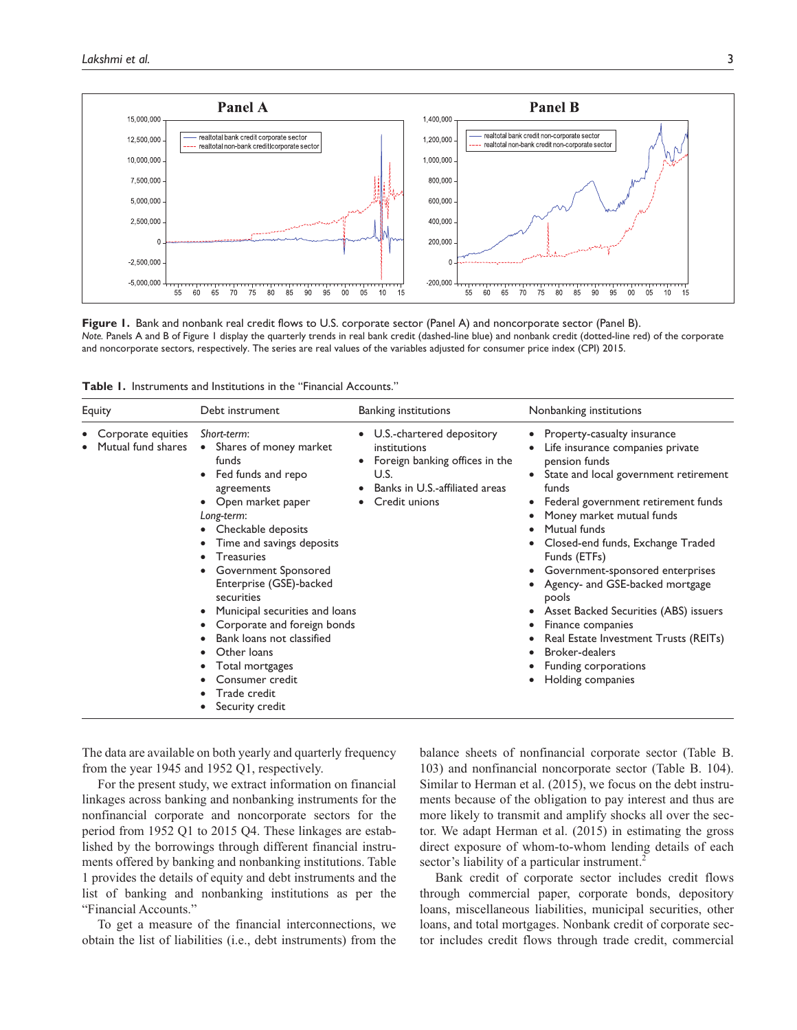**Figure 1.** Bank and nonbank real credit flows to U.S. corporate sector (Panel A) and noncorporate sector (Panel B).

*Note.* Panels A and B of Figure 1 display the quarterly trends in real bank credit (dashed-line blue) and nonbank credit (dotted-line red) of the corporate and noncorporate sectors, respectively. The series are real values of the variables adjusted for consumer price index (CPI) 2015.

**Table 1.** Instruments and Institutions in the "Financial Accounts."

| Equity | Debt instrument | Banking institutions | Nonbanking institutions |
|---|---|---|---|
| • Corporate equities<br>• Mutual fund shares | *Short-term*:<br>• Shares of money market funds<br>• Fed funds and repo agreements<br>• Open market paper<br>*Long-term*:<br>• Checkable deposits<br>• Time and savings deposits<br>• Treasuries<br>• Government Sponsored Enterprise (GSE)-backed securities<br>• Municipal securities and loans<br>• Corporate and foreign bonds<br>• Bank loans not classified<br>• Other loans<br>• Total mortgages<br>• Consumer credit<br>• Trade credit<br>• Security credit | • U.S.-chartered depository institutions<br>• Foreign banking offices in the U.S.<br>• Banks in U.S.-affiliated areas<br>• Credit unions | • Property-casualty insurance<br>• Life insurance companies private pension funds<br>• State and local government retirement funds<br>• Federal government retirement funds<br>• Money market mutual funds<br>• Mutual funds<br>• Closed-end funds, Exchange Traded Funds (ETFs)<br>• Government-sponsored enterprises<br>• Agency- and GSE-backed mortgage pools<br>• Asset Backed Securities (ABS) issuers<br>• Finance companies<br>• Real Estate Investment Trusts (REITs)<br>• Broker-dealers<br>• Funding corporations<br>• Holding companies |

The data are available on both yearly and quarterly frequency from the year 1945 and 1952 Q1, respectively.

For the present study, we extract information on financial linkages across banking and nonbanking instruments for the nonfinancial corporate and noncorporate sectors for the period from 1952 Q1 to 2015 Q4. These linkages are established by the borrowings through different financial instruments offered by banking and nonbanking institutions. Table 1 provides the details of equity and debt instruments and the list of banking and nonbanking institutions as per the "Financial Accounts."

To get a measure of the financial interconnections, we obtain the list of liabilities (i.e., debt instruments) from the balance sheets of nonfinancial corporate sector (Table B. 103) and nonfinancial noncorporate sector (Table B. 104). Similar to Herman et al. (2015), we focus on the debt instruments because of the obligation to pay interest and thus are more likely to transmit and amplify shocks all over the sector. We adapt Herman et al. (2015) in estimating the gross direct exposure of whom-to-whom lending details of each sector's liability of a particular instrument.[2]

Bank credit of corporate sector includes credit flows through commercial paper, corporate bonds, depository loans, miscellaneous liabilities, municipal securities, other loans, and total mortgages. Nonbank credit of corporate sector includes credit flows through trade credit, commercial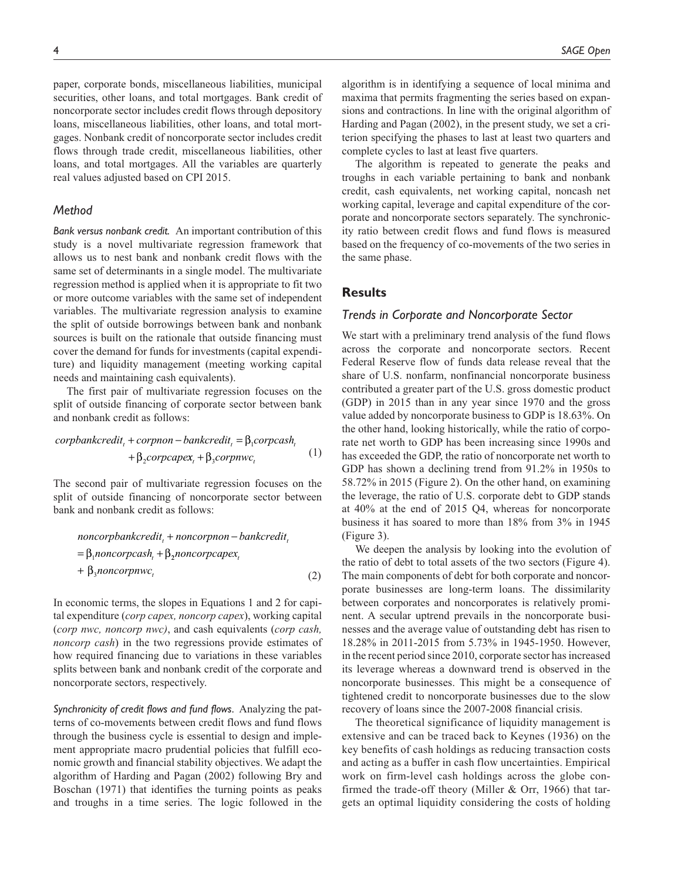paper, corporate bonds, miscellaneous liabilities, municipal securities, other loans, and total mortgages. Bank credit of noncorporate sector includes credit flows through depository loans, miscellaneous liabilities, other loans, and total mortgages. Nonbank credit of noncorporate sector includes credit flows through trade credit, miscellaneous liabilities, other loans, and total mortgages. All the variables are quarterly real values adjusted based on CPI 2015.

### *Method*

*Bank versus nonbank credit.* An important contribution of this study is a novel multivariate regression framework that allows us to nest bank and nonbank credit flows with the same set of determinants in a single model. The multivariate regression method is applied when it is appropriate to fit two or more outcome variables with the same set of independent variables. The multivariate regression analysis to examine the split of outside borrowings between bank and nonbank sources is built on the rationale that outside financing must cover the demand for funds for investments (capital expenditure) and liquidity management (meeting working capital needs and maintaining cash equivalents).

The first pair of multivariate regression focuses on the split of outside financing of corporate sector between bank and nonbank credit as follows:

$$corpbankcredit_t + corpnon-bankcredit_t = \beta_1 corpcash_t + \beta_2 corpcapex_t + \beta_3 corpnwc_t \quad (1)$$

The second pair of multivariate regression focuses on the split of outside financing of noncorporate sector between bank and nonbank credit as follows:

$$noncorpbankcredit_t + noncorpnon-bankcredit_t = \beta_1 noncorpcash_t + \beta_2 noncorpcapex_t + \beta_3 noncorpnwc_t \quad (2)$$

In economic terms, the slopes in Equations 1 and 2 for capital expenditure (*corp capex, noncorp capex*), working capital (*corp nwc, noncorp nwc)*, and cash equivalents (*corp cash, noncorp cash*) in the two regressions provide estimates of how required financing due to variations in these variables splits between bank and nonbank credit of the corporate and noncorporate sectors, respectively.

*Synchronicity of credit flows and fund flows.* Analyzing the patterns of co-movements between credit flows and fund flows through the business cycle is essential to design and implement appropriate macro prudential policies that fulfill economic growth and financial stability objectives. We adapt the algorithm of Harding and Pagan (2002) following Bry and Boschan (1971) that identifies the turning points as peaks and troughs in a time series. The logic followed in the algorithm is in identifying a sequence of local minima and maxima that permits fragmenting the series based on expansions and contractions. In line with the original algorithm of Harding and Pagan (2002), in the present study, we set a criterion specifying the phases to last at least two quarters and complete cycles to last at least five quarters.

The algorithm is repeated to generate the peaks and troughs in each variable pertaining to bank and nonbank credit, cash equivalents, net working capital, noncash net working capital, leverage and capital expenditure of the corporate and noncorporate sectors separately. The synchronicity ratio between credit flows and fund flows is measured based on the frequency of co-movements of the two series in the same phase.

## **Results**

### *Trends in Corporate and Noncorporate Sector*

We start with a preliminary trend analysis of the fund flows across the corporate and noncorporate sectors. Recent Federal Reserve flow of funds data release reveal that the share of U.S. nonfarm, nonfinancial noncorporate business contributed a greater part of the U.S. gross domestic product (GDP) in 2015 than in any year since 1970 and the gross value added by noncorporate business to GDP is 18.63%. On the other hand, looking historically, while the ratio of corporate net worth to GDP has been increasing since 1990s and has exceeded the GDP, the ratio of noncorporate net worth to GDP has shown a declining trend from 91.2% in 1950s to 58.72% in 2015 (Figure 2). On the other hand, on examining the leverage, the ratio of U.S. corporate debt to GDP stands at 40% at the end of 2015 Q4, whereas for noncorporate business it has soared to more than 18% from 3% in 1945 (Figure 3).

We deepen the analysis by looking into the evolution of the ratio of debt to total assets of the two sectors (Figure 4). The main components of debt for both corporate and noncorporate businesses are long-term loans. The dissimilarity between corporates and noncorporates is relatively prominent. A secular uptrend prevails in the noncorporate businesses and the average value of outstanding debt has risen to 18.28% in 2011-2015 from 5.73% in 1945-1950. However, in the recent period since 2010, corporate sector has increased its leverage whereas a downward trend is observed in the noncorporate businesses. This might be a consequence of tightened credit to noncorporate businesses due to the slow recovery of loans since the 2007-2008 financial crisis.

The theoretical significance of liquidity management is extensive and can be traced back to Keynes (1936) on the key benefits of cash holdings as reducing transaction costs and acting as a buffer in cash flow uncertainties. Empirical work on firm-level cash holdings across the globe confirmed the trade-off theory (Miller & Orr, 1966) that targets an optimal liquidity considering the costs of holding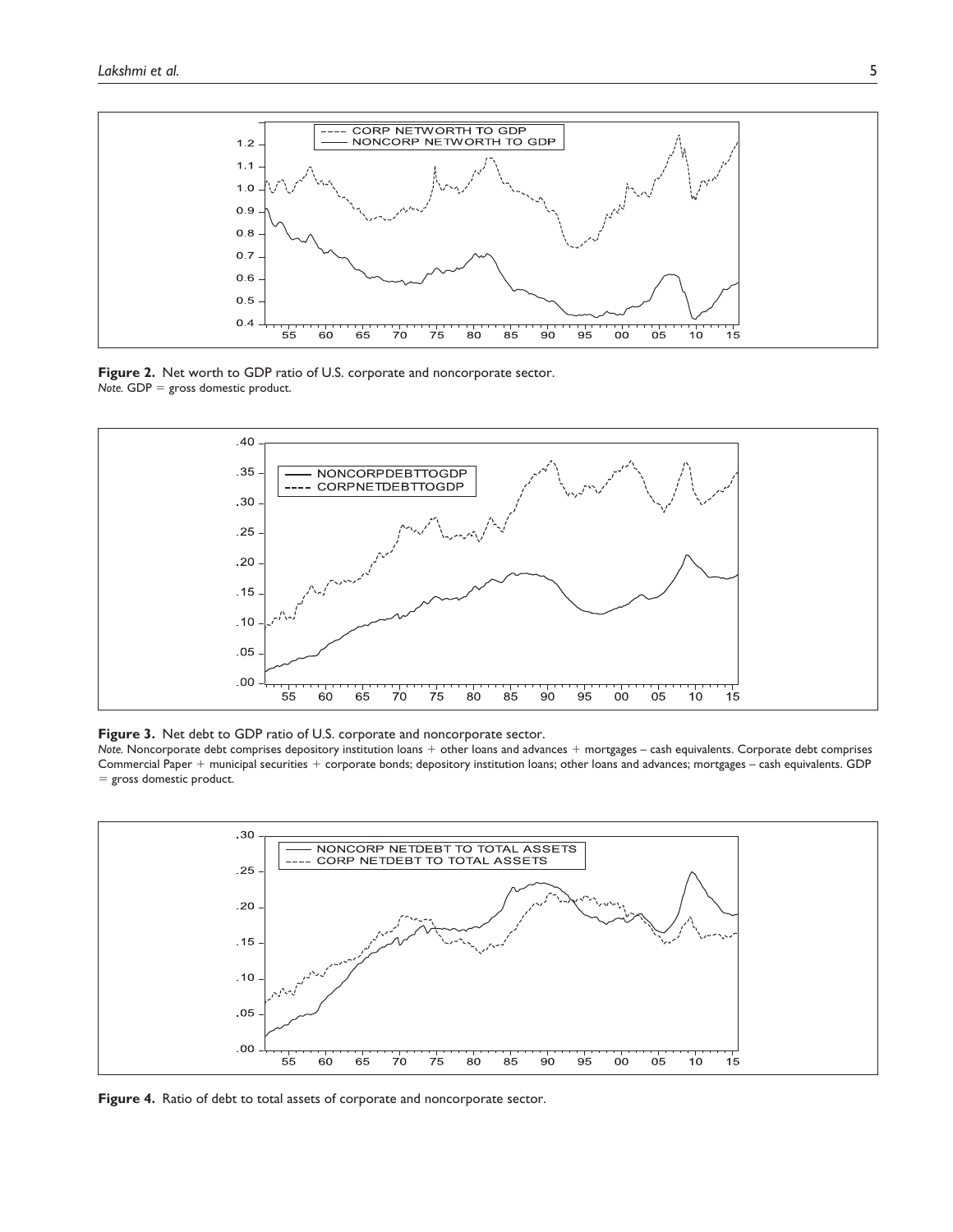**Figure 2.** Net worth to GDP ratio of U.S. corporate and noncorporate sector.
*Note.* GDP = gross domestic product.

**Figure 3.** Net debt to GDP ratio of U.S. corporate and noncorporate sector.
*Note.* Noncorporate debt comprises depository institution loans + other loans and advances + mortgages – cash equivalents. Corporate debt comprises Commercial Paper + municipal securities + corporate bonds; depository institution loans; other loans and advances; mortgages – cash equivalents. GDP = gross domestic product.

**Figure 4.** Ratio of debt to total assets of corporate and noncorporate sector.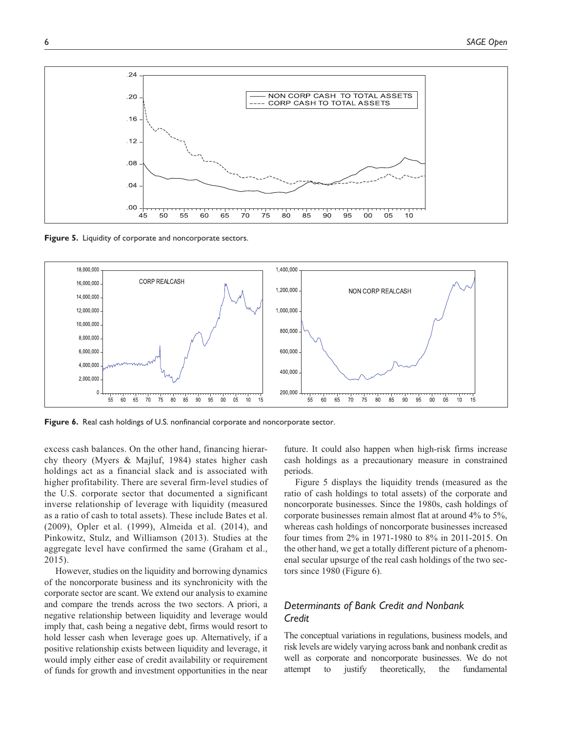**Figure 5.** Liquidity of corporate and noncorporate sectors.

**Figure 6.** Real cash holdings of U.S. nonfinancial corporate and noncorporate sector.

excess cash balances. On the other hand, financing hierarchy theory (Myers & Majluf, 1984) states higher cash holdings act as a financial slack and is associated with higher profitability. There are several firm-level studies of the U.S. corporate sector that documented a significant inverse relationship of leverage with liquidity (measured as a ratio of cash to total assets). These include Bates et al. (2009), Opler et al. (1999), Almeida et al. (2014), and Pinkowitz, Stulz, and Williamson (2013). Studies at the aggregate level have confirmed the same (Graham et al., 2015).

However, studies on the liquidity and borrowing dynamics of the noncorporate business and its synchronicity with the corporate sector are scant. We extend our analysis to examine and compare the trends across the two sectors. A priori, a negative relationship between liquidity and leverage would imply that, cash being a negative debt, firms would resort to hold lesser cash when leverage goes up. Alternatively, if a positive relationship exists between liquidity and leverage, it would imply either ease of credit availability or requirement of funds for growth and investment opportunities in the near future. It could also happen when high-risk firms increase cash holdings as a precautionary measure in constrained periods.

Figure 5 displays the liquidity trends (measured as the ratio of cash holdings to total assets) of the corporate and noncorporate businesses. Since the 1980s, cash holdings of corporate businesses remain almost flat at around 4% to 5%, whereas cash holdings of noncorporate businesses increased four times from 2% in 1971-1980 to 8% in 2011-2015. On the other hand, we get a totally different picture of a phenomenal secular upsurge of the real cash holdings of the two sectors since 1980 (Figure 6).

### *Determinants of Bank Credit and Nonbank Credit*

The conceptual variations in regulations, business models, and risk levels are widely varying across bank and nonbank credit as well as corporate and noncorporate businesses. We do not attempt to justify theoretically, the fundamental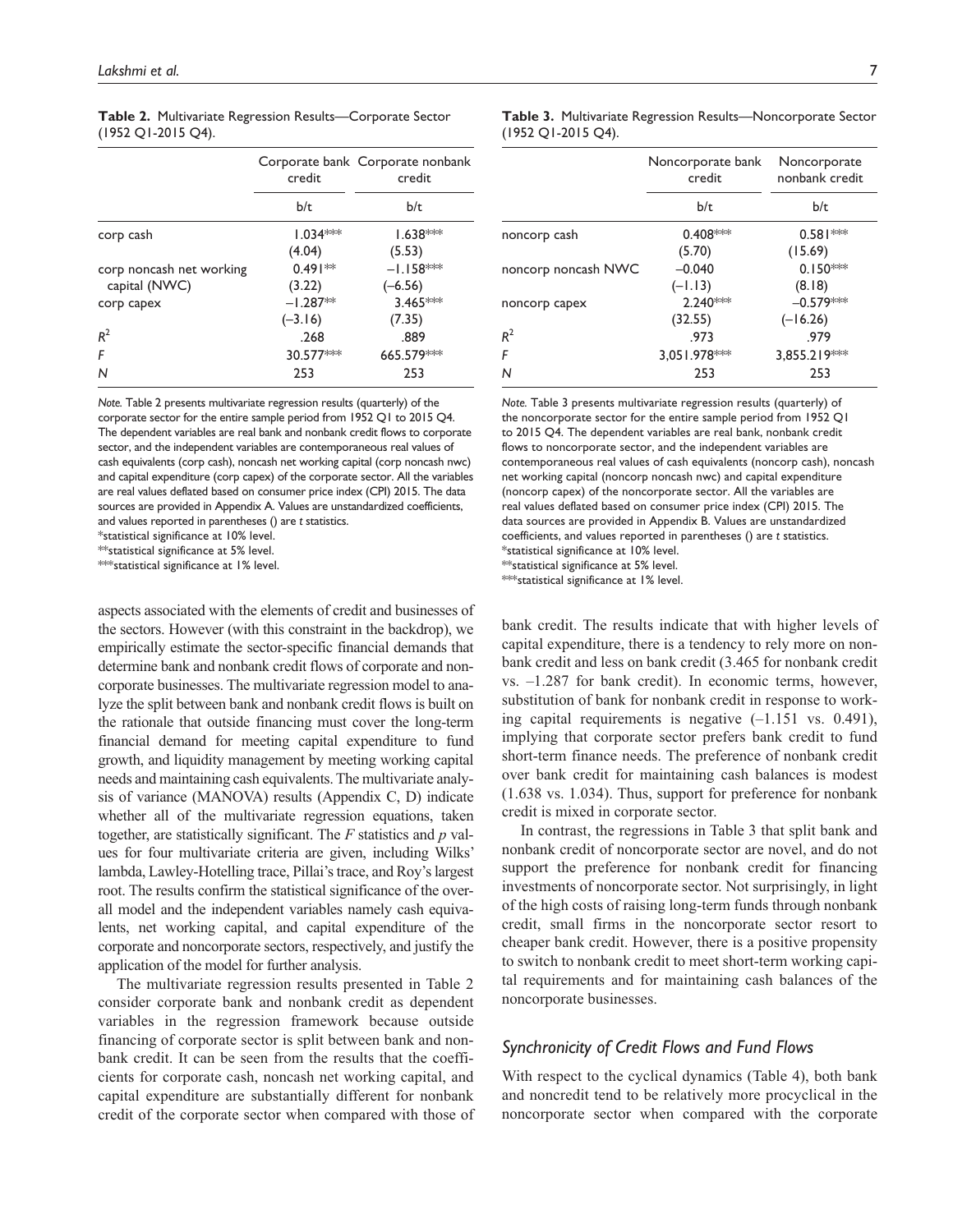**Table 2.** Multivariate Regression Results—Corporate Sector (1952 Q1-2015 Q4).

| | Corporate bank credit | Corporate nonbank credit |
|---|---|---|
| | b/t | b/t |
| corp cash | 1.034*** | 1.638*** |
| | (4.04) | (5.53) |
| corp noncash net working capital (NWC) | 0.491** | −1.158*** |
| | (3.22) | (−6.56) |
| corp capex | −1.287** | 3.465*** |
| | (−3.16) | (7.35) |
| $R^2$ | .268 | .889 |
| $F$ | 30.577*** | 665.579*** |
| $N$ | 253 | 253 |

*Note.* Table 2 presents multivariate regression results (quarterly) of the corporate sector for the entire sample period from 1952 Q1 to 2015 Q4. The dependent variables are real bank and nonbank credit flows to corporate sector, and the independent variables are contemporaneous real values of cash equivalents (corp cash), noncash net working capital (corp noncash nwc) and capital expenditure (corp capex) of the corporate sector. All the variables are real values deflated based on consumer price index (CPI) 2015. The data sources are provided in Appendix A. Values are unstandardized coefficients, and values reported in parentheses () are *t* statistics.
*statistical significance at 10% level.
**statistical significance at 5% level.
***statistical significance at 1% level.

**Table 3.** Multivariate Regression Results—Noncorporate Sector (1952 Q1-2015 Q4).

| | Noncorporate bank credit | Noncorporate nonbank credit |
|---|---|---|
| | b/t | b/t |
| noncorp cash | 0.408*** | 0.581*** |
| | (5.70) | (15.69) |
| noncorp noncash NWC | −0.040 | 0.150*** |
| | (−1.13) | (8.18) |
| noncorp capex | 2.240*** | −0.579*** |
| | (32.55) | (−16.26) |
| $R^2$ | .973 | .979 |
| $F$ | 3,051.978*** | 3,855.219*** |
| $N$ | 253 | 253 |

*Note.* Table 3 presents multivariate regression results (quarterly) of the noncorporate sector for the entire sample period from 1952 Q1 to 2015 Q4. The dependent variables are real bank, nonbank credit flows to noncorporate sector, and the independent variables are contemporaneous real values of cash equivalents (noncorp cash), noncash net working capital (noncorp noncash nwc) and capital expenditure (noncorp capex) of the noncorporate sector. All the variables are real values deflated based on consumer price index (CPI) 2015. The data sources are provided in Appendix B. Values are unstandardized coefficients, and values reported in parentheses () are *t* statistics.
*statistical significance at 10% level.
**statistical significance at 5% level.
***statistical significance at 1% level.

aspects associated with the elements of credit and businesses of the sectors. However (with this constraint in the backdrop), we empirically estimate the sector-specific financial demands that determine bank and nonbank credit flows of corporate and noncorporate businesses. The multivariate regression model to analyze the split between bank and nonbank credit flows is built on the rationale that outside financing must cover the long-term financial demand for meeting capital expenditure to fund growth, and liquidity management by meeting working capital needs and maintaining cash equivalents. The multivariate analysis of variance (MANOVA) results (Appendix C, D) indicate whether all of the multivariate regression equations, taken together, are statistically significant. The $F$ statistics and $p$ values for four multivariate criteria are given, including Wilks' lambda, Lawley-Hotelling trace, Pillai's trace, and Roy's largest root. The results confirm the statistical significance of the overall model and the independent variables namely cash equivalents, net working capital, and capital expenditure of the corporate and noncorporate sectors, respectively, and justify the application of the model for further analysis.

The multivariate regression results presented in Table 2 consider corporate bank and nonbank credit as dependent variables in the regression framework because outside financing of corporate sector is split between bank and nonbank credit. It can be seen from the results that the coefficients for corporate cash, noncash net working capital, and capital expenditure are substantially different for nonbank credit of the corporate sector when compared with those of bank credit. The results indicate that with higher levels of capital expenditure, there is a tendency to rely more on nonbank credit and less on bank credit (3.465 for nonbank credit vs. –1.287 for bank credit). In economic terms, however, substitution of bank for nonbank credit in response to working capital requirements is negative (–1.151 vs. 0.491), implying that corporate sector prefers bank credit to fund short-term finance needs. The preference of nonbank credit over bank credit for maintaining cash balances is modest (1.638 vs. 1.034). Thus, support for preference for nonbank credit is mixed in corporate sector.

In contrast, the regressions in Table 3 that split bank and nonbank credit of noncorporate sector are novel, and do not support the preference for nonbank credit for financing investments of noncorporate sector. Not surprisingly, in light of the high costs of raising long-term funds through nonbank credit, small firms in the noncorporate sector resort to cheaper bank credit. However, there is a positive propensity to switch to nonbank credit to meet short-term working capital requirements and for maintaining cash balances of the noncorporate businesses.

### *Synchronicity of Credit Flows and Fund Flows*

With respect to the cyclical dynamics (Table 4), both bank and noncredit tend to be relatively more procyclical in the noncorporate sector when compared with the corporate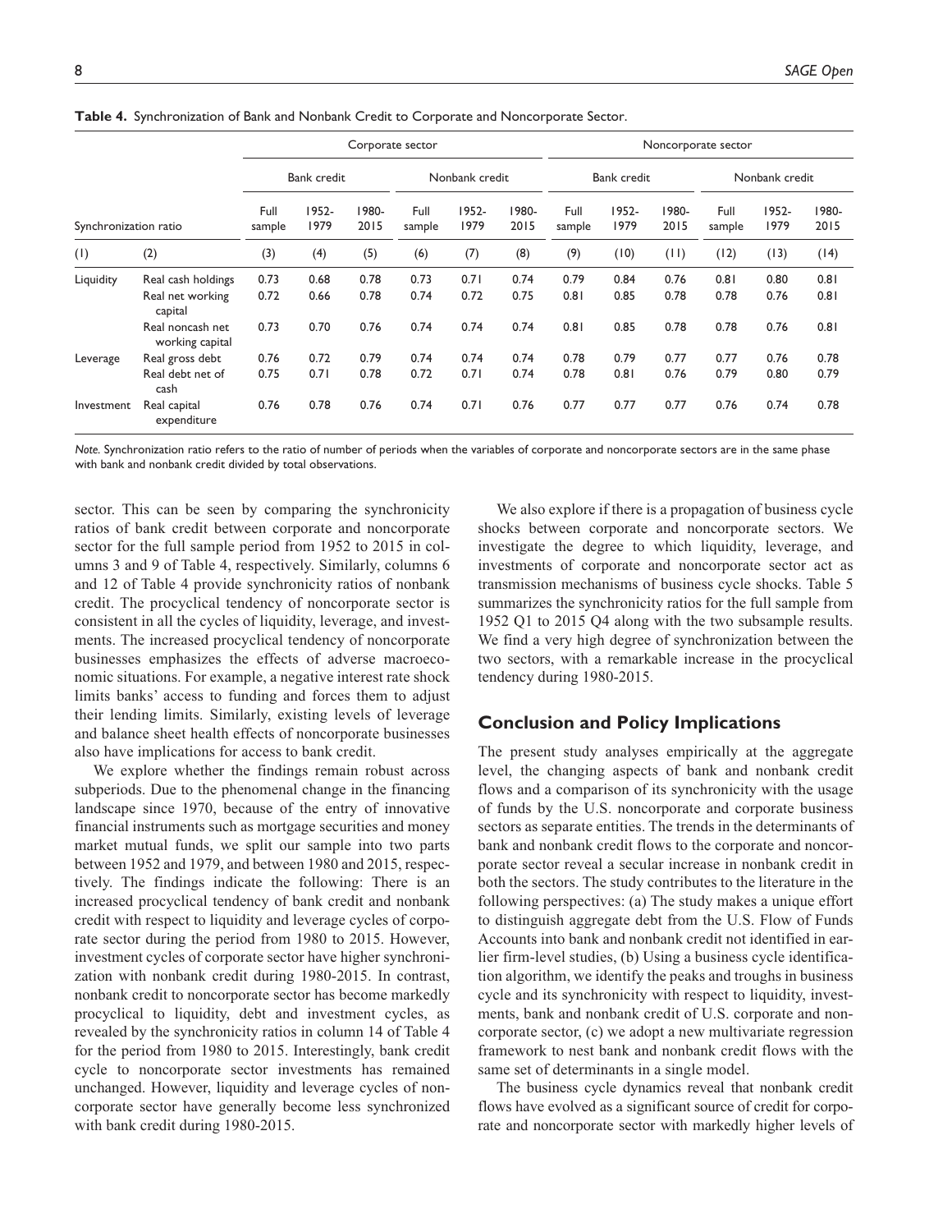**Table 4.** Synchronization of Bank and Nonbank Credit to Corporate and Noncorporate Sector.

| Synchronization ratio | | Corporate sector | | | | | | Noncorporate sector | | | | | |
|---|---|---|---|---|---|---|---|---|---|---|---|---|---|
| | | Bank credit | | | Nonbank credit | | | Bank credit | | | Nonbank credit | | |
| | | Full sample | 1952-1979 | 1980-2015 | Full sample | 1952-1979 | 1980-2015 | Full sample | 1952-1979 | 1980-2015 | Full sample | 1952-1979 | 1980-2015 |
| (1) | (2) | (3) | (4) | (5) | (6) | (7) | (8) | (9) | (10) | (11) | (12) | (13) | (14) |
| Liquidity | Real cash holdings | 0.73 | 0.68 | 0.78 | 0.73 | 0.71 | 0.74 | 0.79 | 0.84 | 0.76 | 0.81 | 0.80 | 0.81 |
| | Real net working capital | 0.72 | 0.66 | 0.78 | 0.74 | 0.72 | 0.75 | 0.81 | 0.85 | 0.78 | 0.78 | 0.76 | 0.81 |
| | Real noncash net working capital | 0.73 | 0.70 | 0.76 | 0.74 | 0.74 | 0.74 | 0.81 | 0.85 | 0.78 | 0.78 | 0.76 | 0.81 |
| Leverage | Real gross debt | 0.76 | 0.72 | 0.79 | 0.74 | 0.74 | 0.74 | 0.78 | 0.79 | 0.77 | 0.77 | 0.76 | 0.78 |
| | Real debt net of cash | 0.75 | 0.71 | 0.78 | 0.72 | 0.71 | 0.74 | 0.78 | 0.81 | 0.76 | 0.79 | 0.80 | 0.79 |
| Investment | Real capital expenditure | 0.76 | 0.78 | 0.76 | 0.74 | 0.71 | 0.76 | 0.77 | 0.77 | 0.77 | 0.76 | 0.74 | 0.78 |

*Note.* Synchronization ratio refers to the ratio of number of periods when the variables of corporate and noncorporate sectors are in the same phase with bank and nonbank credit divided by total observations.

sector. This can be seen by comparing the synchronicity ratios of bank credit between corporate and noncorporate sector for the full sample period from 1952 to 2015 in columns 3 and 9 of Table 4, respectively. Similarly, columns 6 and 12 of Table 4 provide synchronicity ratios of nonbank credit. The procyclical tendency of noncorporate sector is consistent in all the cycles of liquidity, leverage, and investments. The increased procyclical tendency of noncorporate businesses emphasizes the effects of adverse macroeconomic situations. For example, a negative interest rate shock limits banks' access to funding and forces them to adjust their lending limits. Similarly, existing levels of leverage and balance sheet health effects of noncorporate businesses also have implications for access to bank credit.

We explore whether the findings remain robust across subperiods. Due to the phenomenal change in the financing landscape since 1970, because of the entry of innovative financial instruments such as mortgage securities and money market mutual funds, we split our sample into two parts between 1952 and 1979, and between 1980 and 2015, respectively. The findings indicate the following: There is an increased procyclical tendency of bank credit and nonbank credit with respect to liquidity and leverage cycles of corporate sector during the period from 1980 to 2015. However, investment cycles of corporate sector have higher synchronization with nonbank credit during 1980-2015. In contrast, nonbank credit to noncorporate sector has become markedly procyclical to liquidity, debt and investment cycles, as revealed by the synchronicity ratios in column 14 of Table 4 for the period from 1980 to 2015. Interestingly, bank credit cycle to noncorporate sector investments has remained unchanged. However, liquidity and leverage cycles of noncorporate sector have generally become less synchronized with bank credit during 1980-2015.

We also explore if there is a propagation of business cycle shocks between corporate and noncorporate sectors. We investigate the degree to which liquidity, leverage, and investments of corporate and noncorporate sector act as transmission mechanisms of business cycle shocks. Table 5 summarizes the synchronicity ratios for the full sample from 1952 Q1 to 2015 Q4 along with the two subsample results. We find a very high degree of synchronization between the two sectors, with a remarkable increase in the procyclical tendency during 1980-2015.

## Conclusion and Policy Implications

The present study analyses empirically at the aggregate level, the changing aspects of bank and nonbank credit flows and a comparison of its synchronicity with the usage of funds by the U.S. noncorporate and corporate business sectors as separate entities. The trends in the determinants of bank and nonbank credit flows to the corporate and noncorporate sector reveal a secular increase in nonbank credit in both the sectors. The study contributes to the literature in the following perspectives: (a) The study makes a unique effort to distinguish aggregate debt from the U.S. Flow of Funds Accounts into bank and nonbank credit not identified in earlier firm-level studies, (b) Using a business cycle identification algorithm, we identify the peaks and troughs in business cycle and its synchronicity with respect to liquidity, investments, bank and nonbank credit of U.S. corporate and noncorporate sector, (c) we adopt a new multivariate regression framework to nest bank and nonbank credit flows with the same set of determinants in a single model.

The business cycle dynamics reveal that nonbank credit flows have evolved as a significant source of credit for corporate and noncorporate sector with markedly higher levels of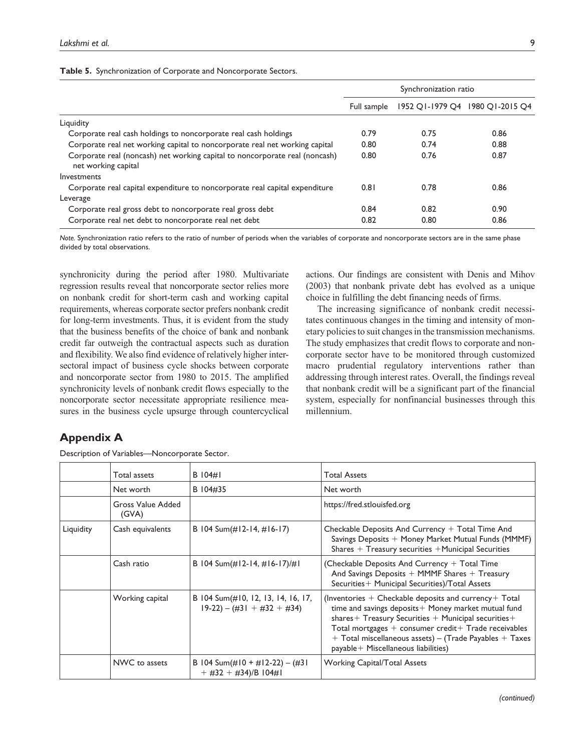**Table 5.** Synchronization of Corporate and Noncorporate Sectors.

| | Synchronization ratio | | |
|---|---|---|---|
| | Full sample | 1952 Q1-1979 Q4 | 1980 Q1-2015 Q4 |
| Liquidity | | | |
| Corporate real cash holdings to noncorporate real cash holdings | 0.79 | 0.75 | 0.86 |
| Corporate real net working capital to noncorporate real net working capital | 0.80 | 0.74 | 0.88 |
| Corporate real (noncash) net working capital to noncorporate real (noncash) net working capital | 0.80 | 0.76 | 0.87 |
| Investments | | | |
| Corporate real capital expenditure to noncorporate real capital expenditure | 0.81 | 0.78 | 0.86 |
| Leverage | | | |
| Corporate real gross debt to noncorporate real gross debt | 0.84 | 0.82 | 0.90 |
| Corporate real net debt to noncorporate real net debt | 0.82 | 0.80 | 0.86 |

*Note.* Synchronization ratio refers to the ratio of number of periods when the variables of corporate and noncorporate sectors are in the same phase divided by total observations.

synchronicity during the period after 1980. Multivariate regression results reveal that noncorporate sector relies more on nonbank credit for short-term cash and working capital requirements, whereas corporate sector prefers nonbank credit for long-term investments. Thus, it is evident from the study that the business benefits of the choice of bank and nonbank credit far outweigh the contractual aspects such as duration and flexibility. We also find evidence of relatively higher intersectoral impact of business cycle shocks between corporate and noncorporate sector from 1980 to 2015. The amplified synchronicity levels of nonbank credit flows especially to the noncorporate sector necessitate appropriate resilience measures in the business cycle upsurge through countercyclical actions. Our findings are consistent with Denis and Mihov (2003) that nonbank private debt has evolved as a unique choice in fulfilling the debt financing needs of firms.

The increasing significance of nonbank credit necessitates continuous changes in the timing and intensity of monetary policies to suit changes in the transmission mechanisms. The study emphasizes that credit flows to corporate and noncorporate sector have to be monitored through customized macro prudential regulatory interventions rather than addressing through interest rates. Overall, the findings reveal that nonbank credit will be a significant part of the financial system, especially for nonfinancial businesses through this millennium.

## Appendix A

Description of Variables—Noncorporate Sector.

| | | | |
|---|---|---|---|
| | Total assets | B 104#1 | Total Assets |
| | Net worth | B 104#35 | Net worth |
| | Gross Value Added (GVA) | | https://fred.stlouisfed.org |
| Liquidity | Cash equivalents | B 104 Sum(#12-14, #16-17) | Checkable Deposits And Currency + Total Time And Savings Deposits + Money Market Mutual Funds (MMMF) Shares + Treasury securities + Municipal Securities |
| | Cash ratio | B 104 Sum(#12-14, #16-17)/#1 | (Checkable Deposits And Currency + Total Time And Savings Deposits + MMMF Shares + Treasury Securities + Municipal Securities)/Total Assets |
| | Working capital | B 104 Sum(#10, 12, 13, 14, 16, 17, 19-22) – (#31 + #32 + #34) | (Inventories + Checkable deposits and currency + Total time and savings deposits + Money market mutual fund shares + Treasury Securities + Municipal securities + Total mortgages + consumer credit + Trade receivables + Total miscellaneous assets) – (Trade Payables + Taxes payable + Miscellaneous liabilities) |
| | NWC to assets | B 104 Sum(#10 + #12-22) – (#31 + #32 + #34)/B 104#1 | Working Capital/Total Assets |

*(continued)*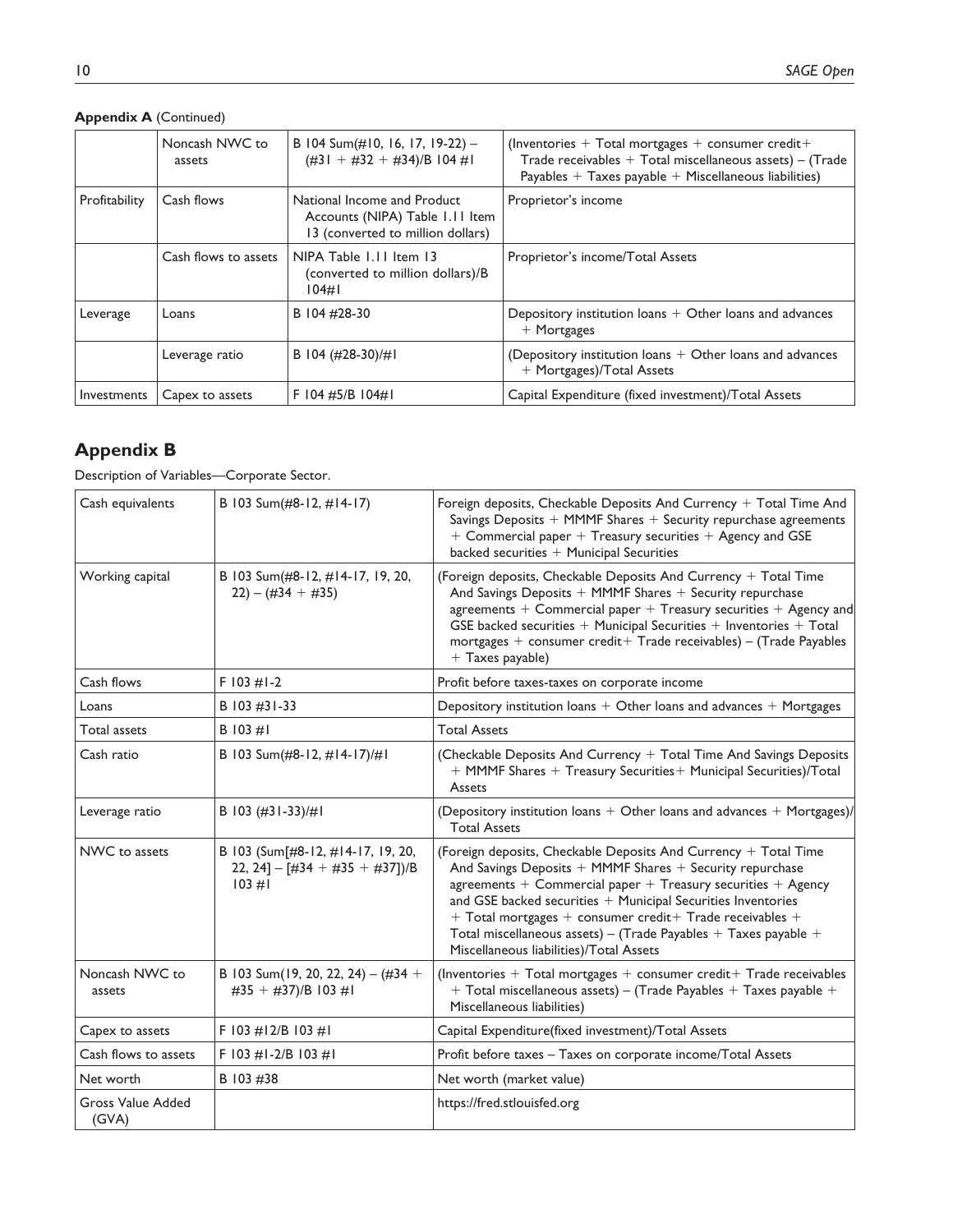**Appendix A** (Continued)

| | | | |
|---|---|---|---|
| | Noncash NWC to assets | B 104 Sum(#10, 16, 17, 19-22) – (#31 + #32 + #34)/B 104 #1 | (Inventories + Total mortgages + consumer credit+ Trade receivables + Total miscellaneous assets) – (Trade Payables + Taxes payable + Miscellaneous liabilities) |
| Profitability | Cash flows | National Income and Product Accounts (NIPA) Table 1.11 Item 13 (converted to million dollars) | Proprietor's income |
| | Cash flows to assets | NIPA Table 1.11 Item 13 (converted to million dollars)/B 104#1 | Proprietor's income/Total Assets |
| Leverage | Loans | B 104 #28-30 | Depository institution loans + Other loans and advances + Mortgages |
| | Leverage ratio | B 104 (#28-30)/#1 | (Depository institution loans + Other loans and advances + Mortgages)/Total Assets |
| Investments | Capex to assets | F 104 #5/B 104#1 | Capital Expenditure (fixed investment)/Total Assets |

## Appendix B

Description of Variables—Corporate Sector.

| | | |
|---|---|---|
| Cash equivalents | B 103 Sum(#8-12, #14-17) | Foreign deposits, Checkable Deposits And Currency + Total Time And Savings Deposits + MMMF Shares + Security repurchase agreements + Commercial paper + Treasury securities + Agency and GSE backed securities + Municipal Securities |
| Working capital | B 103 Sum(#8-12, #14-17, 19, 20, 22) – (#34 + #35) | (Foreign deposits, Checkable Deposits And Currency + Total Time And Savings Deposits + MMMF Shares + Security repurchase agreements + Commercial paper + Treasury securities + Agency and GSE backed securities + Municipal Securities + Inventories + Total mortgages + consumer credit+ Trade receivables) – (Trade Payables + Taxes payable) |
| Cash flows | F 103 #1-2 | Profit before taxes-taxes on corporate income |
| Loans | B 103 #31-33 | Depository institution loans + Other loans and advances + Mortgages |
| Total assets | B 103 #1 | Total Assets |
| Cash ratio | B 103 Sum(#8-12, #14-17)/#1 | (Checkable Deposits And Currency + Total Time And Savings Deposits + MMMF Shares + Treasury Securities+ Municipal Securities)/Total Assets |
| Leverage ratio | B 103 (#31-33)/#1 | (Depository institution loans + Other loans and advances + Mortgages)/Total Assets |
| NWC to assets | B 103 (Sum[#8-12, #14-17, 19, 20, 22, 24] – [#34 + #35 + #37])/B 103 #1 | (Foreign deposits, Checkable Deposits And Currency + Total Time And Savings Deposits + MMMF Shares + Security repurchase agreements + Commercial paper + Treasury securities + Agency and GSE backed securities + Municipal Securities Inventories + Total mortgages + consumer credit+ Trade receivables + Total miscellaneous assets) – (Trade Payables + Taxes payable + Miscellaneous liabilities)/Total Assets |
| Noncash NWC to assets | B 103 Sum(19, 20, 22, 24) – (#34 + #35 + #37)/B 103 #1 | (Inventories + Total mortgages + consumer credit+ Trade receivables + Total miscellaneous assets) – (Trade Payables + Taxes payable + Miscellaneous liabilities) |
| Capex to assets | F 103 #12/B 103 #1 | Capital Expenditure(fixed investment)/Total Assets |
| Cash flows to assets | F 103 #1-2/B 103 #1 | Profit before taxes – Taxes on corporate income/Total Assets |
| Net worth | B 103 #38 | Net worth (market value) |
| Gross Value Added (GVA) | | https://fred.stlouisfed.org |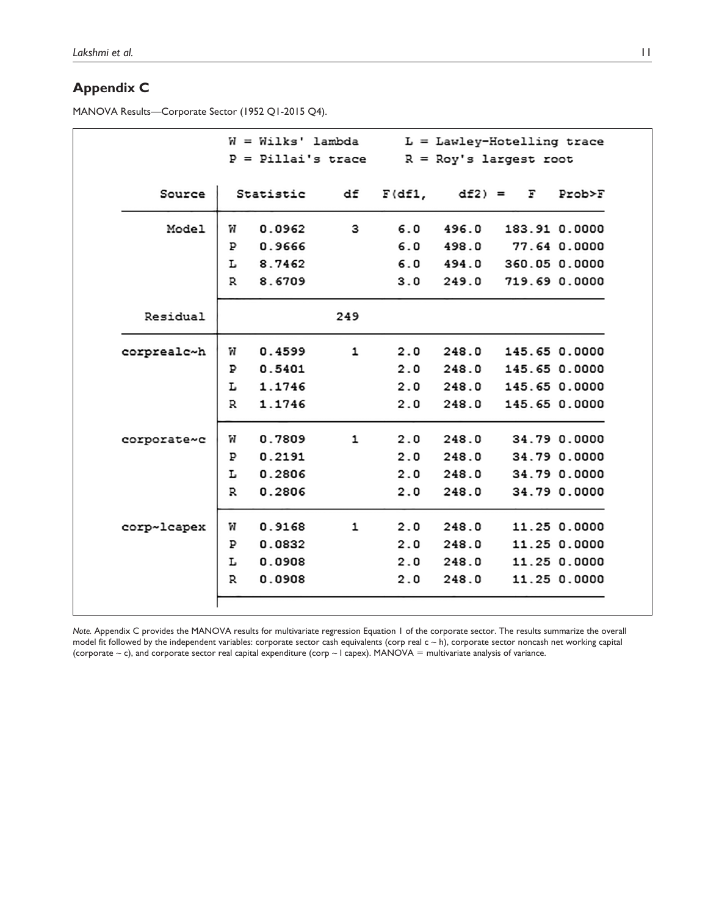## Appendix C

MANOVA Results—Corporate Sector (1952 Q1-2015 Q4).

W = Wilks' lambda  L = Lawley-Hotelling trace
P = Pillai's trace  R = Roy's largest root

| Source | | Statistic | df | F(df1, | df2) = | F | Prob>F |
|---|---|---|---|---|---|---|---|
| Model | W | 0.0962 | 3 | 6.0 | 496.0 | 183.91 | 0.0000 |
| | P | 0.9666 | | 6.0 | 498.0 | 77.64 | 0.0000 |
| | L | 8.7462 | | 6.0 | 494.0 | 360.05 | 0.0000 |
| | R | 8.6709 | | 3.0 | 249.0 | 719.69 | 0.0000 |
| Residual | | | 249 | | | | |
| corprealc~h | W | 0.4599 | 1 | 2.0 | 248.0 | 145.65 | 0.0000 |
| | P | 0.5401 | | 2.0 | 248.0 | 145.65 | 0.0000 |
| | L | 1.1746 | | 2.0 | 248.0 | 145.65 | 0.0000 |
| | R | 1.1746 | | 2.0 | 248.0 | 145.65 | 0.0000 |
| corporate~c | W | 0.7809 | 1 | 2.0 | 248.0 | 34.79 | 0.0000 |
| | P | 0.2191 | | 2.0 | 248.0 | 34.79 | 0.0000 |
| | L | 0.2806 | | 2.0 | 248.0 | 34.79 | 0.0000 |
| | R | 0.2806 | | 2.0 | 248.0 | 34.79 | 0.0000 |
| corp~lcapex | W | 0.9168 | 1 | 2.0 | 248.0 | 11.25 | 0.0000 |
| | P | 0.0832 | | 2.0 | 248.0 | 11.25 | 0.0000 |
| | L | 0.0908 | | 2.0 | 248.0 | 11.25 | 0.0000 |
| | R | 0.0908 | | 2.0 | 248.0 | 11.25 | 0.0000 |

*Note.* Appendix C provides the MANOVA results for multivariate regression Equation 1 of the corporate sector. The results summarize the overall model fit followed by the independent variables: corporate sector cash equivalents (corp real c ~ h), corporate sector noncash net working capital (corporate ~ c), and corporate sector real capital expenditure (corp ~ l capex). MANOVA = multivariate analysis of variance.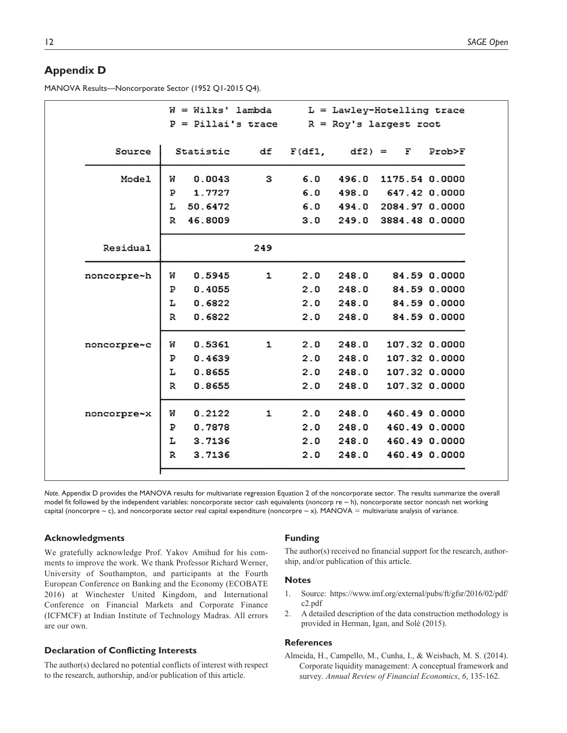## Appendix D

MANOVA Results—Noncorporate Sector (1952 Q1-2015 Q4).

W = Wilks' lambda　　L = Lawley-Hotelling trace
P = Pillai's trace　　R = Roy's largest root

| Source | | Statistic | df | F(df1, | df2) = | F | Prob>F |
|---|---|---|---|---|---|---|---|
| Model | W | 0.0043 | 3 | 6.0 | 496.0 | 1175.54 | 0.0000 |
| | P | 1.7727 | | 6.0 | 498.0 | 647.42 | 0.0000 |
| | L | 50.6472 | | 6.0 | 494.0 | 2084.97 | 0.0000 |
| | R | 46.8009 | | 3.0 | 249.0 | 3884.48 | 0.0000 |
| Residual | | | 249 | | | | |
| noncorpre~h | W | 0.5945 | 1 | 2.0 | 248.0 | 84.59 | 0.0000 |
| | P | 0.4055 | | 2.0 | 248.0 | 84.59 | 0.0000 |
| | L | 0.6822 | | 2.0 | 248.0 | 84.59 | 0.0000 |
| | R | 0.6822 | | 2.0 | 248.0 | 84.59 | 0.0000 |
| noncorpre~c | W | 0.5361 | 1 | 2.0 | 248.0 | 107.32 | 0.0000 |
| | P | 0.4639 | | 2.0 | 248.0 | 107.32 | 0.0000 |
| | L | 0.8655 | | 2.0 | 248.0 | 107.32 | 0.0000 |
| | R | 0.8655 | | 2.0 | 248.0 | 107.32 | 0.0000 |
| noncorpre~x | W | 0.2122 | 1 | 2.0 | 248.0 | 460.49 | 0.0000 |
| | P | 0.7878 | | 2.0 | 248.0 | 460.49 | 0.0000 |
| | L | 3.7136 | | 2.0 | 248.0 | 460.49 | 0.0000 |
| | R | 3.7136 | | 2.0 | 248.0 | 460.49 | 0.0000 |

*Note.* Appendix D provides the MANOVA results for multivariate regression Equation 2 of the noncorporate sector. The results summarize the overall model fit followed by the independent variables: noncorporate sector cash equivalents (noncorp re ~ h), noncorporate sector noncash net working capital (noncorpre ~ c), and noncorporate sector real capital expenditure (noncorpre ~ x). MANOVA = multivariate analysis of variance.

### Acknowledgments

We gratefully acknowledge Prof. Yakov Amihud for his comments to improve the work. We thank Professor Richard Werner, University of Southampton, and participants at the Fourth European Conference on Banking and the Economy (ECOBATE 2016) at Winchester United Kingdom, and International Conference on Financial Markets and Corporate Finance (ICFMCF) at Indian Institute of Technology Madras. All errors are our own.

### Declaration of Conflicting Interests

The author(s) declared no potential conflicts of interest with respect to the research, authorship, and/or publication of this article.

### Funding

The author(s) received no financial support for the research, authorship, and/or publication of this article.

### Notes

1. Source: https://www.imf.org/external/pubs/ft/gfsr/2016/02/pdf/c2.pdf
2. A detailed description of the data construction methodology is provided in Herman, Igan, and Solé (2015).

### References

Almeida, H., Campello, M., Cunha, I., & Weisbach, M. S. (2014). Corporate liquidity management: A conceptual framework and survey. *Annual Review of Financial Economics*, *6*, 135-162.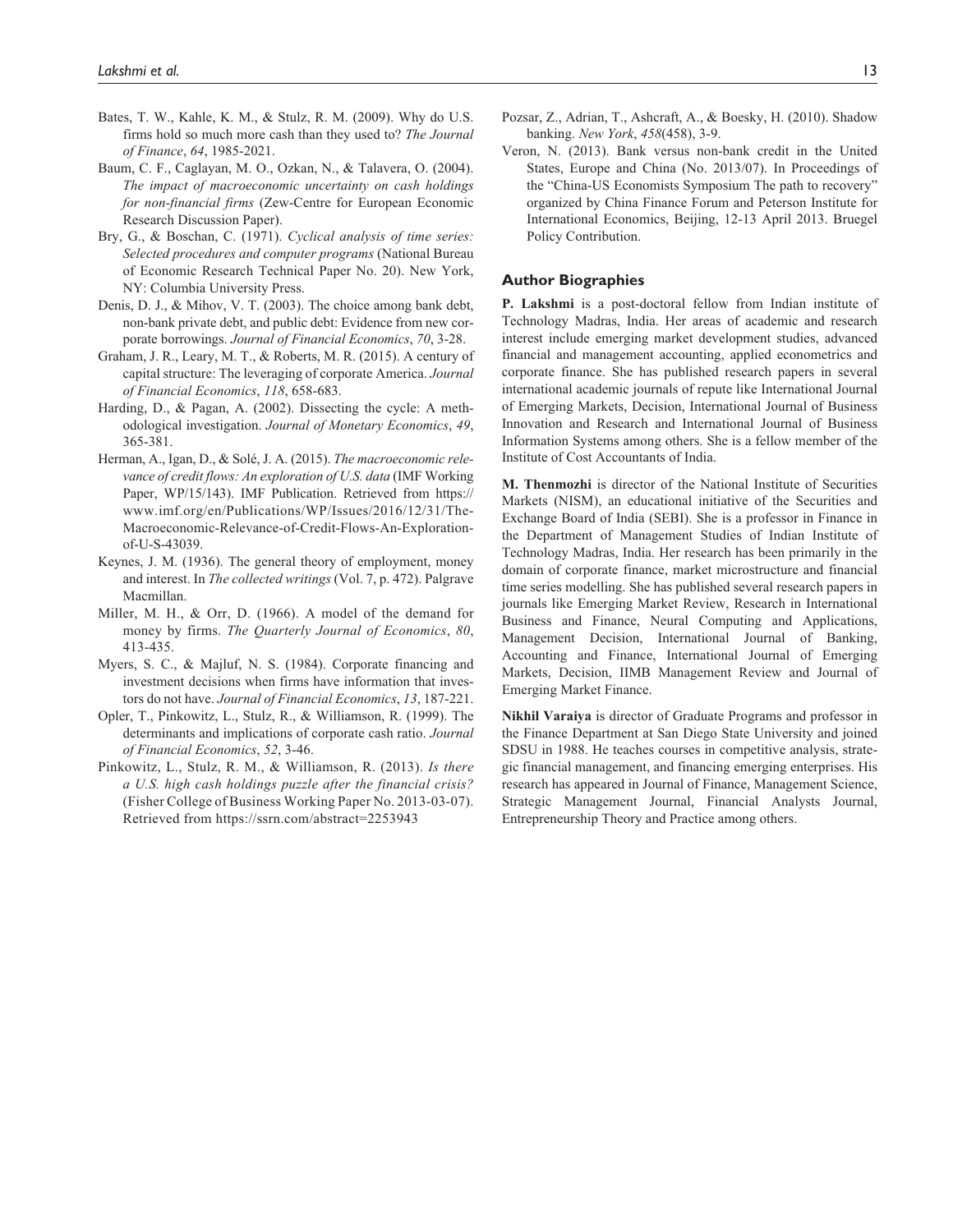Bates, T. W., Kahle, K. M., & Stulz, R. M. (2009). Why do U.S. firms hold so much more cash than they used to? *The Journal of Finance*, *64*, 1985-2021.

Baum, C. F., Caglayan, M. O., Ozkan, N., & Talavera, O. (2004). *The impact of macroeconomic uncertainty on cash holdings for non-financial firms* (Zew-Centre for European Economic Research Discussion Paper).

Bry, G., & Boschan, C. (1971). *Cyclical analysis of time series: Selected procedures and computer programs* (National Bureau of Economic Research Technical Paper No. 20). New York, NY: Columbia University Press.

Denis, D. J., & Mihov, V. T. (2003). The choice among bank debt, non-bank private debt, and public debt: Evidence from new corporate borrowings. *Journal of Financial Economics*, *70*, 3-28.

Graham, J. R., Leary, M. T., & Roberts, M. R. (2015). A century of capital structure: The leveraging of corporate America. *Journal of Financial Economics*, *118*, 658-683.

Harding, D., & Pagan, A. (2002). Dissecting the cycle: A methodological investigation. *Journal of Monetary Economics*, *49*, 365-381.

Herman, A., Igan, D., & Solé, J. A. (2015). *The macroeconomic relevance of credit flows: An exploration of U.S. data* (IMF Working Paper, WP/15/143). IMF Publication. Retrieved from https://www.imf.org/en/Publications/WP/Issues/2016/12/31/The-Macroeconomic-Relevance-of-Credit-Flows-An-Exploration-of-U-S-43039.

Keynes, J. M. (1936). The general theory of employment, money and interest. In *The collected writings* (Vol. 7, p. 472). Palgrave Macmillan.

Miller, M. H., & Orr, D. (1966). A model of the demand for money by firms. *The Quarterly Journal of Economics*, *80*, 413-435.

Myers, S. C., & Majluf, N. S. (1984). Corporate financing and investment decisions when firms have information that investors do not have. *Journal of Financial Economics*, *13*, 187-221.

Opler, T., Pinkowitz, L., Stulz, R., & Williamson, R. (1999). The determinants and implications of corporate cash ratio. *Journal of Financial Economics*, *52*, 3-46.

Pinkowitz, L., Stulz, R. M., & Williamson, R. (2013). *Is there a U.S. high cash holdings puzzle after the financial crisis?* (Fisher College of Business Working Paper No. 2013-03-07). Retrieved from https://ssrn.com/abstract=2253943

Pozsar, Z., Adrian, T., Ashcraft, A., & Boesky, H. (2010). Shadow banking. *New York*, *458*(458), 3-9.

Veron, N. (2013). Bank versus non-bank credit in the United States, Europe and China (No. 2013/07). In Proceedings of the "China-US Economists Symposium The path to recovery" organized by China Finance Forum and Peterson Institute for International Economics, Beijing, 12-13 April 2013. Bruegel Policy Contribution.

## Author Biographies

**P. Lakshmi** is a post-doctoral fellow from Indian institute of Technology Madras, India. Her areas of academic and research interest include emerging market development studies, advanced financial and management accounting, applied econometrics and corporate finance. She has published research papers in several international academic journals of repute like International Journal of Emerging Markets, Decision, International Journal of Business Innovation and Research and International Journal of Business Information Systems among others. She is a fellow member of the Institute of Cost Accountants of India.

**M. Thenmozhi** is director of the National Institute of Securities Markets (NISM), an educational initiative of the Securities and Exchange Board of India (SEBI). She is a professor in Finance in the Department of Management Studies of Indian Institute of Technology Madras, India. Her research has been primarily in the domain of corporate finance, market microstructure and financial time series modelling. She has published several research papers in journals like Emerging Market Review, Research in International Business and Finance, Neural Computing and Applications, Management Decision, International Journal of Banking, Accounting and Finance, International Journal of Emerging Markets, Decision, IIMB Management Review and Journal of Emerging Market Finance.

**Nikhil Varaiya** is director of Graduate Programs and professor in the Finance Department at San Diego State University and joined SDSU in 1988. He teaches courses in competitive analysis, strategic financial management, and financing emerging enterprises. His research has appeared in Journal of Finance, Management Science, Strategic Management Journal, Financial Analysts Journal, Entrepreneurship Theory and Practice among others.